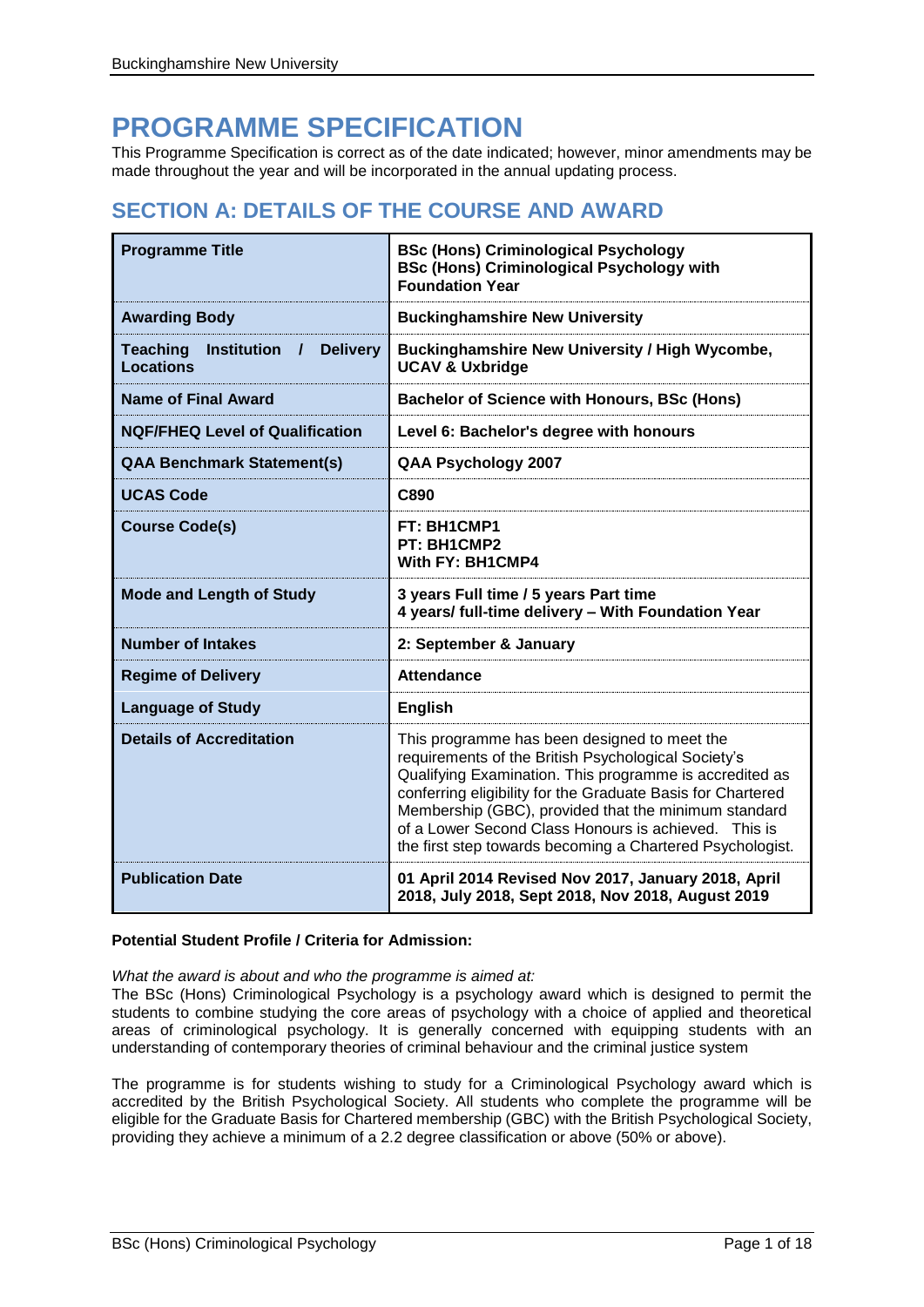# PROGRAMME SPECIFICATION

This Programme Specification is correct as of the date indicated; however, minor amendments may be made throughout the year and will be incorporated in the annual updating process.

## SECTION A: DETAILS OF THE COURSE AND AWARD

| | |
|---|---|
| **Programme Title** | **BSc (Hons) Criminological Psychology**<br>**BSc (Hons) Criminological Psychology with Foundation Year** |
| **Awarding Body** | **Buckinghamshire New University** |
| **Teaching Institution / Delivery Locations** | **Buckinghamshire New University / High Wycombe, UCAV & Uxbridge** |
| **Name of Final Award** | **Bachelor of Science with Honours, BSc (Hons)** |
| **NQF/FHEQ Level of Qualification** | **Level 6: Bachelor's degree with honours** |
| **QAA Benchmark Statement(s)** | **QAA Psychology 2007** |
| **UCAS Code** | **C890** |
| **Course Code(s)** | **FT: BH1CMP1**<br>**PT: BH1CMP2**<br>**With FY: BH1CMP4** |
| **Mode and Length of Study** | **3 years Full time / 5 years Part time**<br>**4 years/ full-time delivery – With Foundation Year** |
| **Number of Intakes** | **2: September & January** |
| **Regime of Delivery** | **Attendance** |
| **Language of Study** | **English** |
| **Details of Accreditation** | This programme has been designed to meet the requirements of the British Psychological Society's Qualifying Examination. This programme is accredited as conferring eligibility for the Graduate Basis for Chartered Membership (GBC), provided that the minimum standard of a Lower Second Class Honours is achieved. This is the first step towards becoming a Chartered Psychologist. |
| **Publication Date** | **01 April 2014 Revised Nov 2017, January 2018, April 2018, July 2018, Sept 2018, Nov 2018, August 2019** |

**Potential Student Profile / Criteria for Admission:**

*What the award is about and who the programme is aimed at:*

The BSc (Hons) Criminological Psychology is a psychology award which is designed to permit the students to combine studying the core areas of psychology with a choice of applied and theoretical areas of criminological psychology. It is generally concerned with equipping students with an understanding of contemporary theories of criminal behaviour and the criminal justice system

The programme is for students wishing to study for a Criminological Psychology award which is accredited by the British Psychological Society. All students who complete the programme will be eligible for the Graduate Basis for Chartered membership (GBC) with the British Psychological Society, providing they achieve a minimum of a 2.2 degree classification or above (50% or above).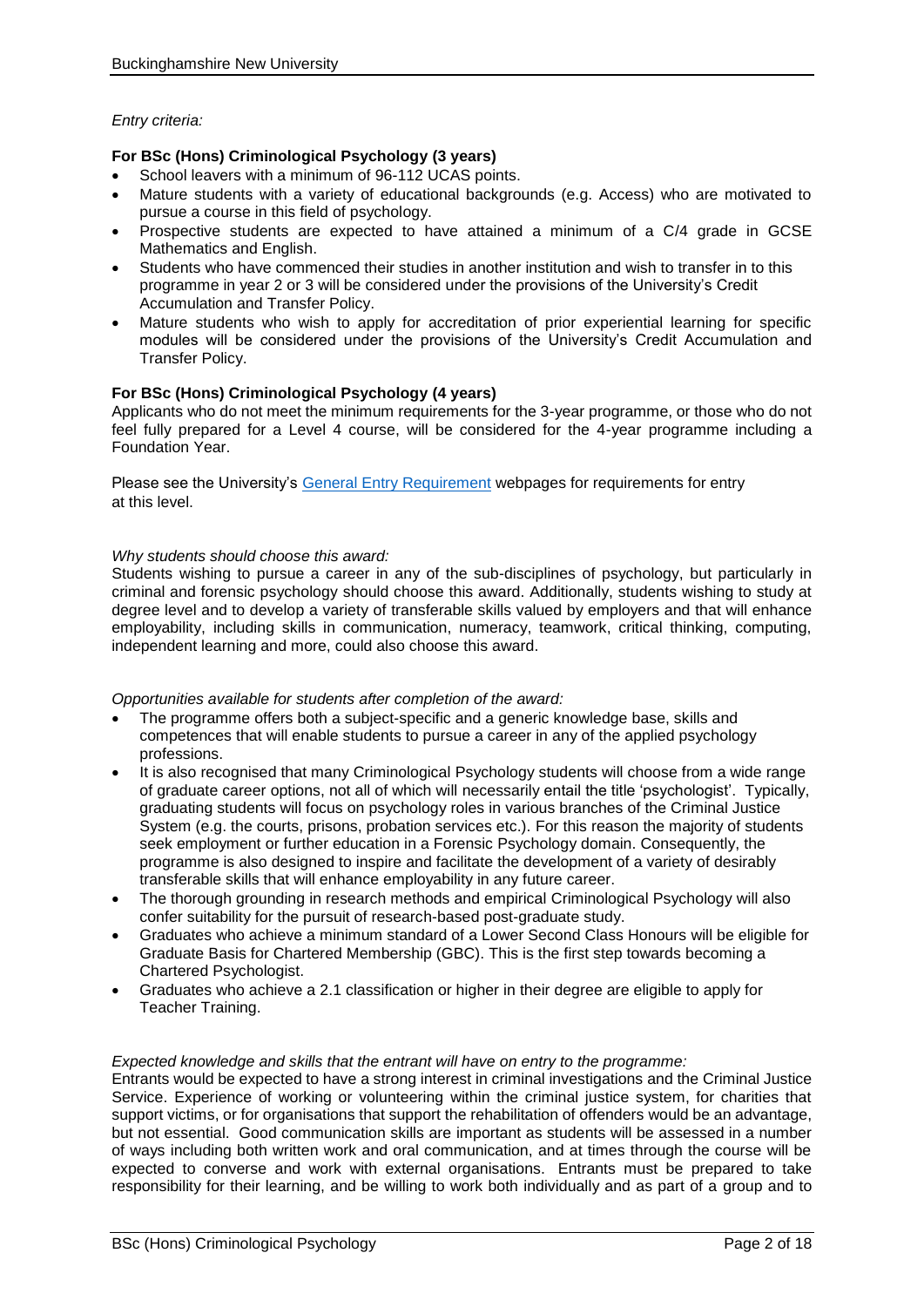*Entry criteria:*

**For BSc (Hons) Criminological Psychology (3 years)**

- School leavers with a minimum of 96-112 UCAS points.
- Mature students with a variety of educational backgrounds (e.g. Access) who are motivated to pursue a course in this field of psychology.
- Prospective students are expected to have attained a minimum of a C/4 grade in GCSE Mathematics and English.
- Students who have commenced their studies in another institution and wish to transfer in to this programme in year 2 or 3 will be considered under the provisions of the University's Credit Accumulation and Transfer Policy.
- Mature students who wish to apply for accreditation of prior experiential learning for specific modules will be considered under the provisions of the University's Credit Accumulation and Transfer Policy.

**For BSc (Hons) Criminological Psychology (4 years)**

Applicants who do not meet the minimum requirements for the 3-year programme, or those who do not feel fully prepared for a Level 4 course, will be considered for the 4-year programme including a Foundation Year.

Please see the University's General Entry Requirement webpages for requirements for entry at this level.

*Why students should choose this award:*

Students wishing to pursue a career in any of the sub-disciplines of psychology, but particularly in criminal and forensic psychology should choose this award. Additionally, students wishing to study at degree level and to develop a variety of transferable skills valued by employers and that will enhance employability, including skills in communication, numeracy, teamwork, critical thinking, computing, independent learning and more, could also choose this award.

*Opportunities available for students after completion of the award:*

- The programme offers both a subject-specific and a generic knowledge base, skills and competences that will enable students to pursue a career in any of the applied psychology professions.
- It is also recognised that many Criminological Psychology students will choose from a wide range of graduate career options, not all of which will necessarily entail the title 'psychologist'. Typically, graduating students will focus on psychology roles in various branches of the Criminal Justice System (e.g. the courts, prisons, probation services etc.). For this reason the majority of students seek employment or further education in a Forensic Psychology domain. Consequently, the programme is also designed to inspire and facilitate the development of a variety of desirably transferable skills that will enhance employability in any future career.
- The thorough grounding in research methods and empirical Criminological Psychology will also confer suitability for the pursuit of research-based post-graduate study.
- Graduates who achieve a minimum standard of a Lower Second Class Honours will be eligible for Graduate Basis for Chartered Membership (GBC). This is the first step towards becoming a Chartered Psychologist.
- Graduates who achieve a 2.1 classification or higher in their degree are eligible to apply for Teacher Training.

*Expected knowledge and skills that the entrant will have on entry to the programme:*

Entrants would be expected to have a strong interest in criminal investigations and the Criminal Justice Service. Experience of working or volunteering within the criminal justice system, for charities that support victims, or for organisations that support the rehabilitation of offenders would be an advantage, but not essential. Good communication skills are important as students will be assessed in a number of ways including both written work and oral communication, and at times through the course will be expected to converse and work with external organisations. Entrants must be prepared to take responsibility for their learning, and be willing to work both individually and as part of a group and to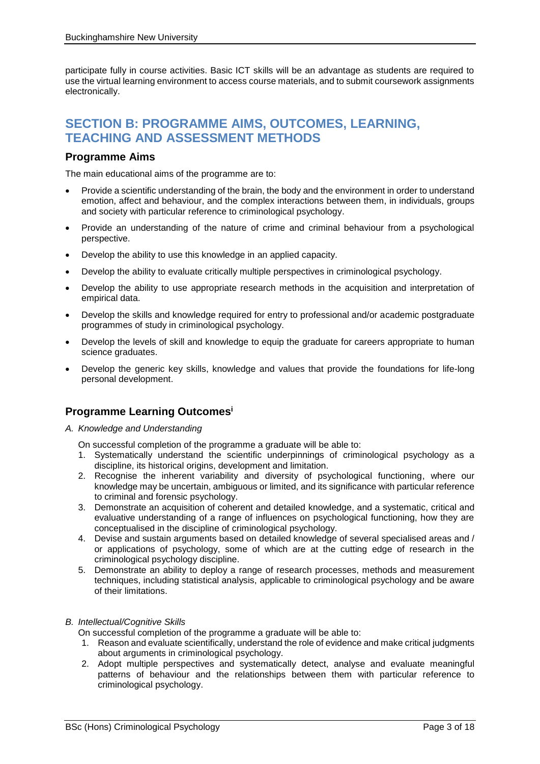participate fully in course activities. Basic ICT skills will be an advantage as students are required to use the virtual learning environment to access course materials, and to submit coursework assignments electronically.

## SECTION B: PROGRAMME AIMS, OUTCOMES, LEARNING, TEACHING AND ASSESSMENT METHODS

### Programme Aims

The main educational aims of the programme are to:

- Provide a scientific understanding of the brain, the body and the environment in order to understand emotion, affect and behaviour, and the complex interactions between them, in individuals, groups and society with particular reference to criminological psychology.
- Provide an understanding of the nature of crime and criminal behaviour from a psychological perspective.
- Develop the ability to use this knowledge in an applied capacity.
- Develop the ability to evaluate critically multiple perspectives in criminological psychology.
- Develop the ability to use appropriate research methods in the acquisition and interpretation of empirical data.
- Develop the skills and knowledge required for entry to professional and/or academic postgraduate programmes of study in criminological psychology.
- Develop the levels of skill and knowledge to equip the graduate for careers appropriate to human science graduates.
- Develop the generic key skills, knowledge and values that provide the foundations for life-long personal development.

### Programme Learning Outcomes[i]

*A. Knowledge and Understanding*

On successful completion of the programme a graduate will be able to:

1. Systematically understand the scientific underpinnings of criminological psychology as a discipline, its historical origins, development and limitation.
2. Recognise the inherent variability and diversity of psychological functioning, where our knowledge may be uncertain, ambiguous or limited, and its significance with particular reference to criminal and forensic psychology.
3. Demonstrate an acquisition of coherent and detailed knowledge, and a systematic, critical and evaluative understanding of a range of influences on psychological functioning, how they are conceptualised in the discipline of criminological psychology.
4. Devise and sustain arguments based on detailed knowledge of several specialised areas and / or applications of psychology, some of which are at the cutting edge of research in the criminological psychology discipline.
5. Demonstrate an ability to deploy a range of research processes, methods and measurement techniques, including statistical analysis, applicable to criminological psychology and be aware of their limitations.

*B. Intellectual/Cognitive Skills*

On successful completion of the programme a graduate will be able to:

1. Reason and evaluate scientifically, understand the role of evidence and make critical judgments about arguments in criminological psychology.
2. Adopt multiple perspectives and systematically detect, analyse and evaluate meaningful patterns of behaviour and the relationships between them with particular reference to criminological psychology.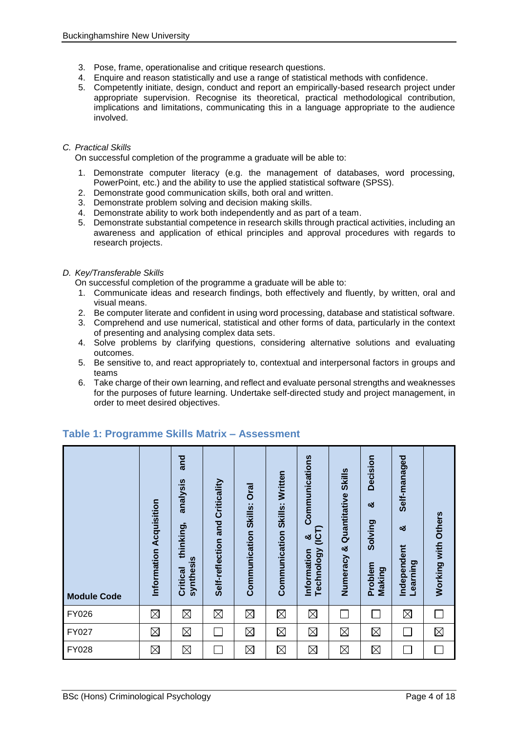3. Pose, frame, operationalise and critique research questions.
4. Enquire and reason statistically and use a range of statistical methods with confidence.
5. Competently initiate, design, conduct and report an empirically-based research project under appropriate supervision. Recognise its theoretical, practical methodological contribution, implications and limitations, communicating this in a language appropriate to the audience involved.

*C. Practical Skills*

On successful completion of the programme a graduate will be able to:

1. Demonstrate computer literacy (e.g. the management of databases, word processing, PowerPoint, etc.) and the ability to use the applied statistical software (SPSS).
2. Demonstrate good communication skills, both oral and written.
3. Demonstrate problem solving and decision making skills.
4. Demonstrate ability to work both independently and as part of a team.
5. Demonstrate substantial competence in research skills through practical activities, including an awareness and application of ethical principles and approval procedures with regards to research projects.

*D. Key/Transferable Skills*

On successful completion of the programme a graduate will be able to:

1. Communicate ideas and research findings, both effectively and fluently, by written, oral and visual means.
2. Be computer literate and confident in using word processing, database and statistical software.
3. Comprehend and use numerical, statistical and other forms of data, particularly in the context of presenting and analysing complex data sets.
4. Solve problems by clarifying questions, considering alternative solutions and evaluating outcomes.
5. Be sensitive to, and react appropriately to, contextual and interpersonal factors in groups and teams
6. Take charge of their own learning, and reflect and evaluate personal strengths and weaknesses for the purposes of future learning. Undertake self-directed study and project management, in order to meet desired objectives.

## Table 1: Programme Skills Matrix – Assessment

| Module Code | Information Acquisition | Critical thinking, analysis and synthesis | Self-reflection and Criticality | Communication Skills: Oral | Communication Skills: Written | Information & Communications Technology (ICT) | Numeracy & Quantitative Skills | Problem Solving & Decision Making | Independent & Self-managed Learning | Working with Others |
|---|---|---|---|---|---|---|---|---|---|---|
| FY026 | ☒ | ☒ | ☒ | ☒ | ☒ | ☒ | ☐ | ☐ | ☒ | ☐ |
| FY027 | ☒ | ☒ | ☐ | ☒ | ☒ | ☒ | ☒ | ☒ | ☐ | ☒ |
| FY028 | ☒ | ☒ | ☐ | ☒ | ☒ | ☒ | ☒ | ☒ | ☐ | ☐ |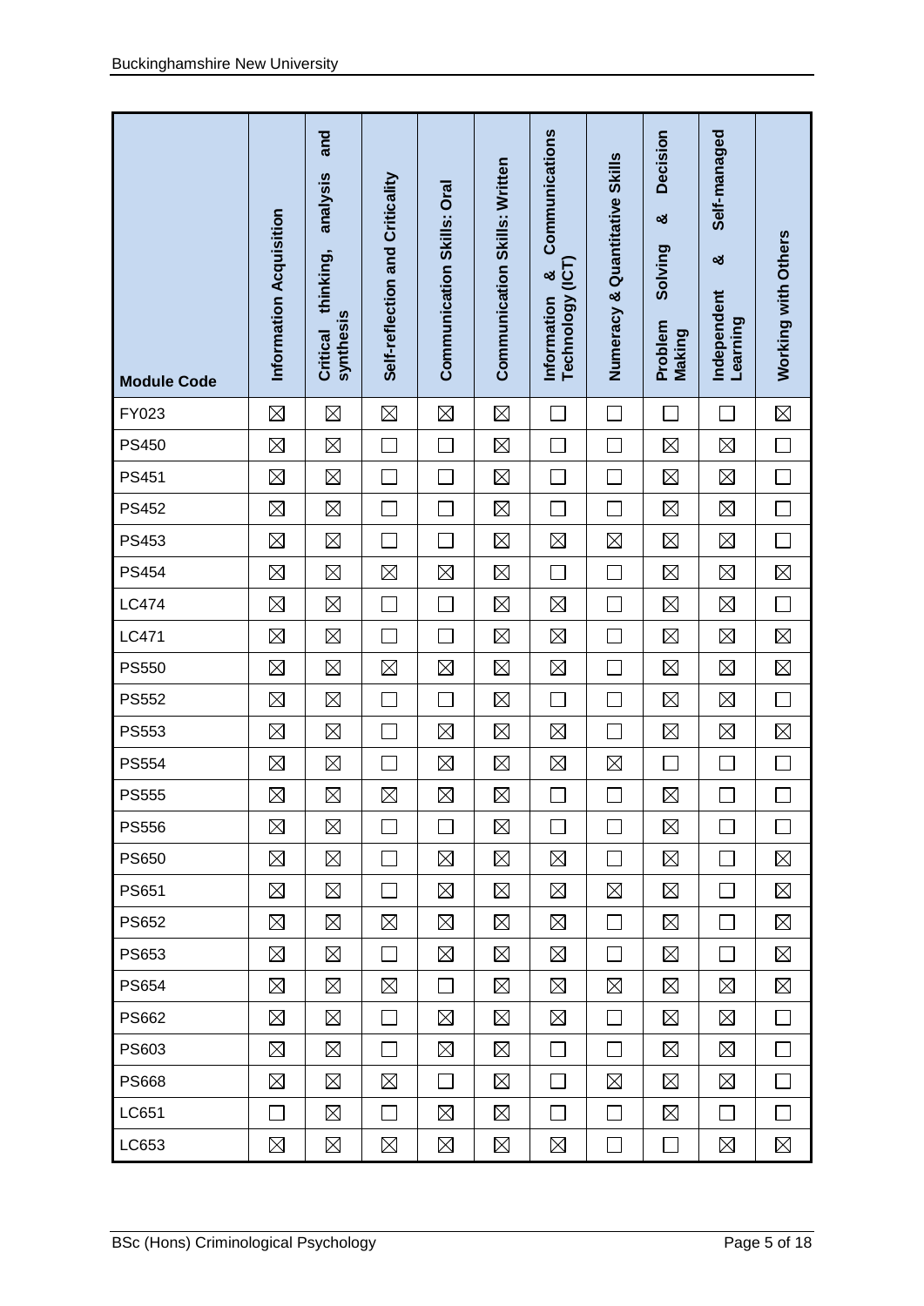| Module Code | Information Acquisition | Critical thinking, analysis and synthesis | Self-reflection and Criticality | Communication Skills: Oral | Communication Skills: Written | Information & Communications Technology (ICT) | Numeracy & Quantitative Skills | Problem Solving & Decision Making | Independent & Self-managed Learning | Working with Others |
|---|---|---|---|---|---|---|---|---|---|---|
| FY023 | ☒ | ☒ | ☒ | ☒ | ☒ | ☐ | ☐ | ☐ | ☐ | ☒ |
| PS450 | ☒ | ☒ | ☐ | ☐ | ☒ | ☐ | ☐ | ☒ | ☒ | ☐ |
| PS451 | ☒ | ☒ | ☐ | ☐ | ☒ | ☐ | ☐ | ☒ | ☒ | ☐ |
| PS452 | ☒ | ☒ | ☐ | ☐ | ☒ | ☐ | ☐ | ☒ | ☒ | ☐ |
| PS453 | ☒ | ☒ | ☐ | ☐ | ☒ | ☒ | ☒ | ☒ | ☒ | ☐ |
| PS454 | ☒ | ☒ | ☒ | ☒ | ☒ | ☐ | ☐ | ☒ | ☒ | ☒ |
| LC474 | ☒ | ☒ | ☐ | ☐ | ☒ | ☒ | ☐ | ☒ | ☒ | ☐ |
| LC471 | ☒ | ☒ | ☐ | ☐ | ☒ | ☒ | ☐ | ☒ | ☒ | ☒ |
| PS550 | ☒ | ☒ | ☒ | ☒ | ☒ | ☒ | ☐ | ☒ | ☒ | ☒ |
| PS552 | ☒ | ☒ | ☐ | ☐ | ☒ | ☐ | ☐ | ☒ | ☒ | ☐ |
| PS553 | ☒ | ☒ | ☐ | ☒ | ☒ | ☒ | ☐ | ☒ | ☒ | ☒ |
| PS554 | ☒ | ☒ | ☐ | ☒ | ☒ | ☒ | ☒ | ☐ | ☐ | ☐ |
| PS555 | ☒ | ☒ | ☒ | ☒ | ☒ | ☐ | ☐ | ☒ | ☐ | ☐ |
| PS556 | ☒ | ☒ | ☐ | ☐ | ☒ | ☐ | ☐ | ☒ | ☐ | ☐ |
| PS650 | ☒ | ☒ | ☐ | ☒ | ☒ | ☒ | ☐ | ☒ | ☐ | ☒ |
| PS651 | ☒ | ☒ | ☐ | ☒ | ☒ | ☒ | ☒ | ☒ | ☐ | ☒ |
| PS652 | ☒ | ☒ | ☒ | ☒ | ☒ | ☒ | ☐ | ☒ | ☐ | ☒ |
| PS653 | ☒ | ☒ | ☐ | ☒ | ☒ | ☒ | ☐ | ☒ | ☐ | ☒ |
| PS654 | ☒ | ☒ | ☒ | ☐ | ☒ | ☒ | ☒ | ☒ | ☒ | ☒ |
| PS662 | ☒ | ☒ | ☐ | ☒ | ☒ | ☒ | ☐ | ☒ | ☒ | ☐ |
| PS603 | ☒ | ☒ | ☐ | ☒ | ☒ | ☐ | ☐ | ☒ | ☒ | ☐ |
| PS668 | ☒ | ☒ | ☒ | ☐ | ☒ | ☐ | ☒ | ☒ | ☒ | ☐ |
| LC651 | ☐ | ☒ | ☐ | ☒ | ☒ | ☐ | ☐ | ☒ | ☐ | ☐ |
| LC653 | ☒ | ☒ | ☒ | ☒ | ☒ | ☒ | ☐ | ☐ | ☒ | ☒ |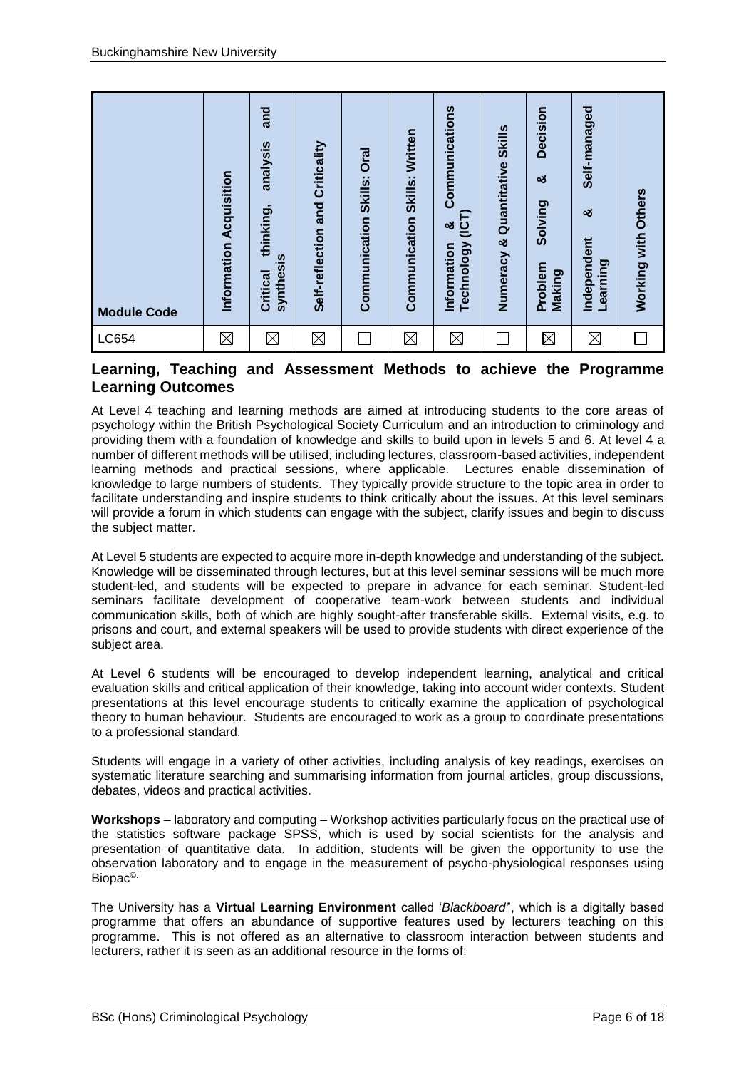| Module Code | Information Acquisition | Critical thinking, analysis and synthesis | Self-reflection and Criticality | Communication Skills: Oral | Communication Skills: Written | Information & Communications Technology (ICT) | Numeracy & Quantitative Skills | Problem Solving & Decision Making | Independent & Self-managed Learning | Working with Others |
|---|---|---|---|---|---|---|---|---|---|---|
| LC654 | ☒ | ☒ | ☒ | ☐ | ☒ | ☒ | ☐ | ☒ | ☒ | ☐ |

## Learning, Teaching and Assessment Methods to achieve the Programme Learning Outcomes

At Level 4 teaching and learning methods are aimed at introducing students to the core areas of psychology within the British Psychological Society Curriculum and an introduction to criminology and providing them with a foundation of knowledge and skills to build upon in levels 5 and 6. At level 4 a number of different methods will be utilised, including lectures, classroom-based activities, independent learning methods and practical sessions, where applicable. Lectures enable dissemination of knowledge to large numbers of students. They typically provide structure to the topic area in order to facilitate understanding and inspire students to think critically about the issues. At this level seminars will provide a forum in which students can engage with the subject, clarify issues and begin to discuss the subject matter.

At Level 5 students are expected to acquire more in-depth knowledge and understanding of the subject. Knowledge will be disseminated through lectures, but at this level seminar sessions will be much more student-led, and students will be expected to prepare in advance for each seminar. Student-led seminars facilitate development of cooperative team-work between students and individual communication skills, both of which are highly sought-after transferable skills. External visits, e.g. to prisons and court, and external speakers will be used to provide students with direct experience of the subject area.

At Level 6 students will be encouraged to develop independent learning, analytical and critical evaluation skills and critical application of their knowledge, taking into account wider contexts. Student presentations at this level encourage students to critically examine the application of psychological theory to human behaviour. Students are encouraged to work as a group to coordinate presentations to a professional standard.

Students will engage in a variety of other activities, including analysis of key readings, exercises on systematic literature searching and summarising information from journal articles, group discussions, debates, videos and practical activities.

**Workshops** – laboratory and computing – Workshop activities particularly focus on the practical use of the statistics software package SPSS, which is used by social scientists for the analysis and presentation of quantitative data. In addition, students will be given the opportunity to use the observation laboratory and to engage in the measurement of psycho-physiological responses using Biopac©.

The University has a **Virtual Learning Environment** called '*Blackboard*', which is a digitally based programme that offers an abundance of supportive features used by lecturers teaching on this programme. This is not offered as an alternative to classroom interaction between students and lecturers, rather it is seen as an additional resource in the forms of: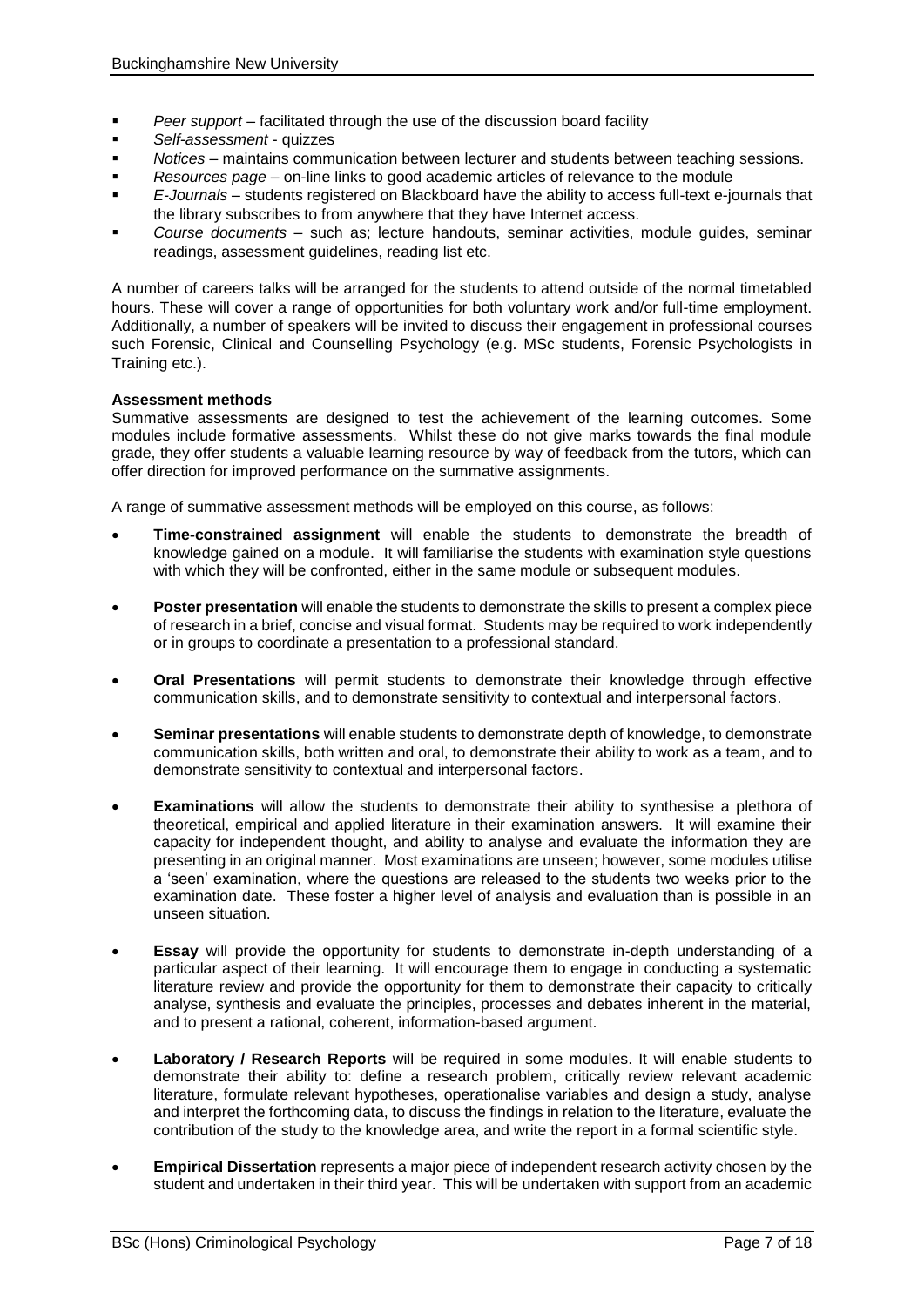- *Peer support* – facilitated through the use of the discussion board facility
- *Self-assessment* - quizzes
- *Notices* – maintains communication between lecturer and students between teaching sessions.
- *Resources page* – on-line links to good academic articles of relevance to the module
- *E-Journals* – students registered on Blackboard have the ability to access full-text e-journals that the library subscribes to from anywhere that they have Internet access.
- *Course documents* – such as; lecture handouts, seminar activities, module guides, seminar readings, assessment guidelines, reading list etc.

A number of careers talks will be arranged for the students to attend outside of the normal timetabled hours. These will cover a range of opportunities for both voluntary work and/or full-time employment. Additionally, a number of speakers will be invited to discuss their engagement in professional courses such Forensic, Clinical and Counselling Psychology (e.g. MSc students, Forensic Psychologists in Training etc.).

**Assessment methods**

Summative assessments are designed to test the achievement of the learning outcomes. Some modules include formative assessments. Whilst these do not give marks towards the final module grade, they offer students a valuable learning resource by way of feedback from the tutors, which can offer direction for improved performance on the summative assignments.

A range of summative assessment methods will be employed on this course, as follows:

- **Time-constrained assignment** will enable the students to demonstrate the breadth of knowledge gained on a module. It will familiarise the students with examination style questions with which they will be confronted, either in the same module or subsequent modules.
- **Poster presentation** will enable the students to demonstrate the skills to present a complex piece of research in a brief, concise and visual format. Students may be required to work independently or in groups to coordinate a presentation to a professional standard.
- **Oral Presentations** will permit students to demonstrate their knowledge through effective communication skills, and to demonstrate sensitivity to contextual and interpersonal factors.
- **Seminar presentations** will enable students to demonstrate depth of knowledge, to demonstrate communication skills, both written and oral, to demonstrate their ability to work as a team, and to demonstrate sensitivity to contextual and interpersonal factors.
- **Examinations** will allow the students to demonstrate their ability to synthesise a plethora of theoretical, empirical and applied literature in their examination answers. It will examine their capacity for independent thought, and ability to analyse and evaluate the information they are presenting in an original manner. Most examinations are unseen; however, some modules utilise a 'seen' examination, where the questions are released to the students two weeks prior to the examination date. These foster a higher level of analysis and evaluation than is possible in an unseen situation.
- **Essay** will provide the opportunity for students to demonstrate in-depth understanding of a particular aspect of their learning. It will encourage them to engage in conducting a systematic literature review and provide the opportunity for them to demonstrate their capacity to critically analyse, synthesis and evaluate the principles, processes and debates inherent in the material, and to present a rational, coherent, information-based argument.
- **Laboratory / Research Reports** will be required in some modules. It will enable students to demonstrate their ability to: define a research problem, critically review relevant academic literature, formulate relevant hypotheses, operationalise variables and design a study, analyse and interpret the forthcoming data, to discuss the findings in relation to the literature, evaluate the contribution of the study to the knowledge area, and write the report in a formal scientific style.
- **Empirical Dissertation** represents a major piece of independent research activity chosen by the student and undertaken in their third year. This will be undertaken with support from an academic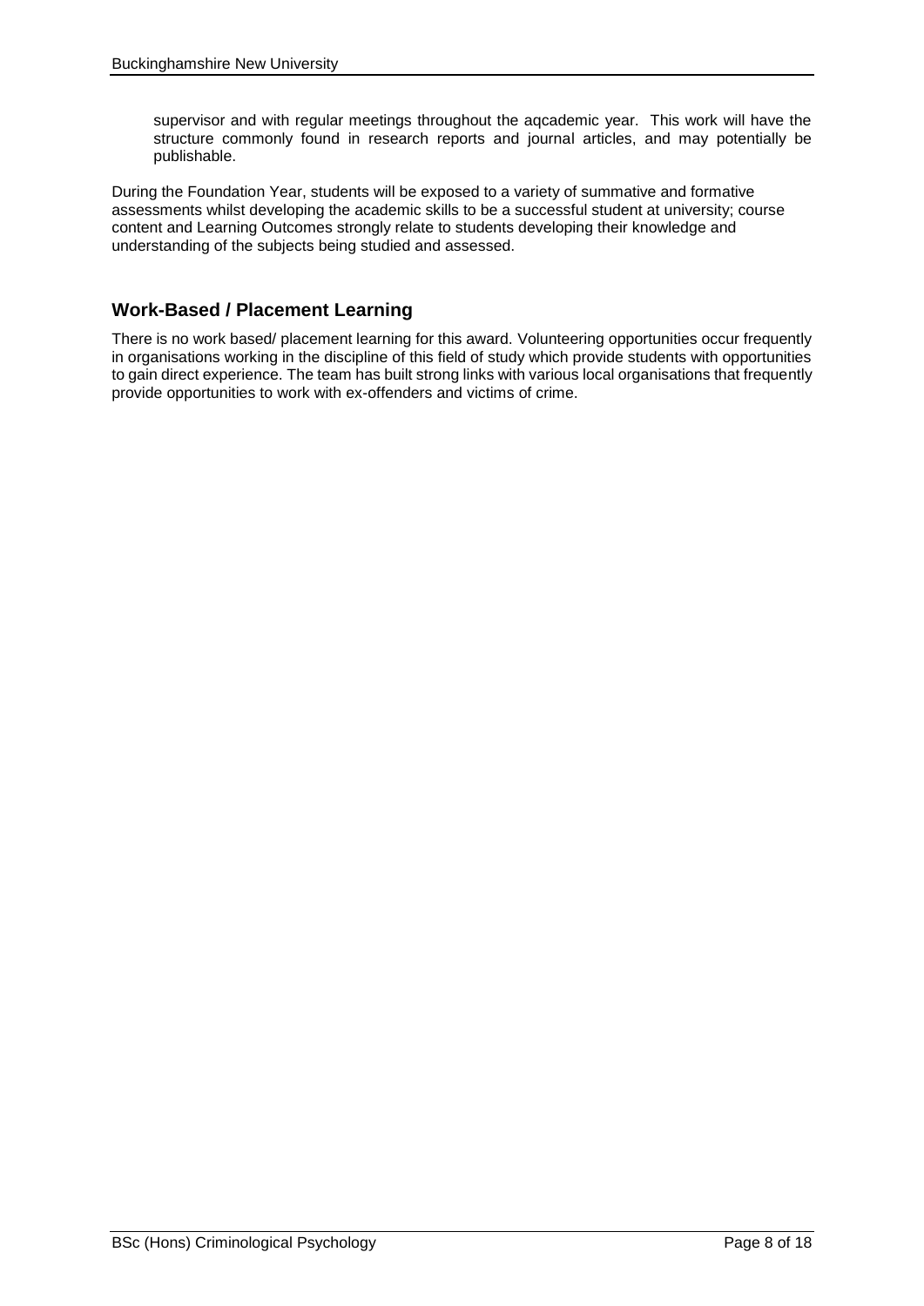supervisor and with regular meetings throughout the aqcademic year. This work will have the structure commonly found in research reports and journal articles, and may potentially be publishable.

During the Foundation Year, students will be exposed to a variety of summative and formative assessments whilst developing the academic skills to be a successful student at university; course content and Learning Outcomes strongly relate to students developing their knowledge and understanding of the subjects being studied and assessed.

## Work-Based / Placement Learning

There is no work based/ placement learning for this award. Volunteering opportunities occur frequently in organisations working in the discipline of this field of study which provide students with opportunities to gain direct experience. The team has built strong links with various local organisations that frequently provide opportunities to work with ex-offenders and victims of crime.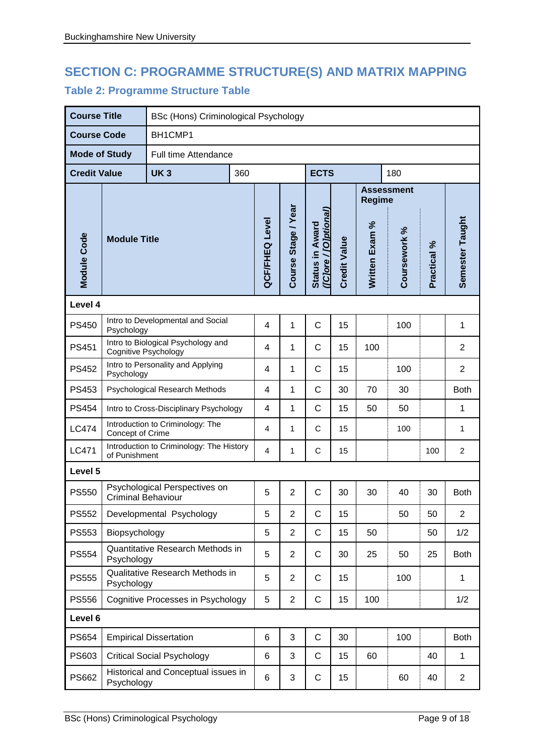## SECTION C: PROGRAMME STRUCTURE(S) AND MATRIX MAPPING

### Table 2: Programme Structure Table

| **Course Title** | BSc (Hons) Criminological Psychology | | | | | | | | | |
|---|---|---|---|---|---|---|---|---|---|---|
| **Course Code** | BH1CMP1 | | | | | | | | | |
| **Mode of Study** | Full time Attendance | | | | | | | | | |
| **Credit Value** | **UK 3** | 360 | | **ECTS** | | 180 | | | | |
| **Module Code** | **Module Title** | **QCF/FHEQ Level** | **Course Stage / Year** | **Status in Award *([C]ore / [O]ptional)*** | **Credit Value** | **Assessment Regime** | | | **Semester Taught** | |
| | | | | | | **Written Exam %** | **Coursework %** | **Practical %** | | |
| **Level 4** | | | | | | | | | | |
| PS450 | Intro to Developmental and Social Psychology | 4 | 1 | C | 15 | | 100 | | 1 | |
| PS451 | Intro to Biological Psychology and Cognitive Psychology | 4 | 1 | C | 15 | 100 | | | 2 | |
| PS452 | Intro to Personality and Applying Psychology | 4 | 1 | C | 15 | | 100 | | 2 | |
| PS453 | Psychological Research Methods | 4 | 1 | C | 30 | 70 | 30 | | Both | |
| PS454 | Intro to Cross-Disciplinary Psychology | 4 | 1 | C | 15 | 50 | 50 | | 1 | |
| LC474 | Introduction to Criminology: The Concept of Crime | 4 | 1 | C | 15 | | 100 | | 1 | |
| LC471 | Introduction to Criminology: The History of Punishment | 4 | 1 | C | 15 | | | 100 | 2 | |
| **Level 5** | | | | | | | | | | |
| PS550 | Psychological Perspectives on Criminal Behaviour | 5 | 2 | C | 30 | 30 | 40 | 30 | Both | |
| PS552 | Developmental Psychology | 5 | 2 | C | 15 | | 50 | 50 | 2 | |
| PS553 | Biopsychology | 5 | 2 | C | 15 | 50 | | 50 | 1/2 | |
| PS554 | Quantitative Research Methods in Psychology | 5 | 2 | C | 30 | 25 | 50 | 25 | Both | |
| PS555 | Qualitative Research Methods in Psychology | 5 | 2 | C | 15 | | 100 | | 1 | |
| PS556 | Cognitive Processes in Psychology | 5 | 2 | C | 15 | 100 | | | 1/2 | |
| **Level 6** | | | | | | | | | | |
| PS654 | Empirical Dissertation | 6 | 3 | C | 30 | | 100 | | Both | |
| PS603 | Critical Social Psychology | 6 | 3 | C | 15 | 60 | | 40 | 1 | |
| PS662 | Historical and Conceptual issues in Psychology | 6 | 3 | C | 15 | | 60 | 40 | 2 | |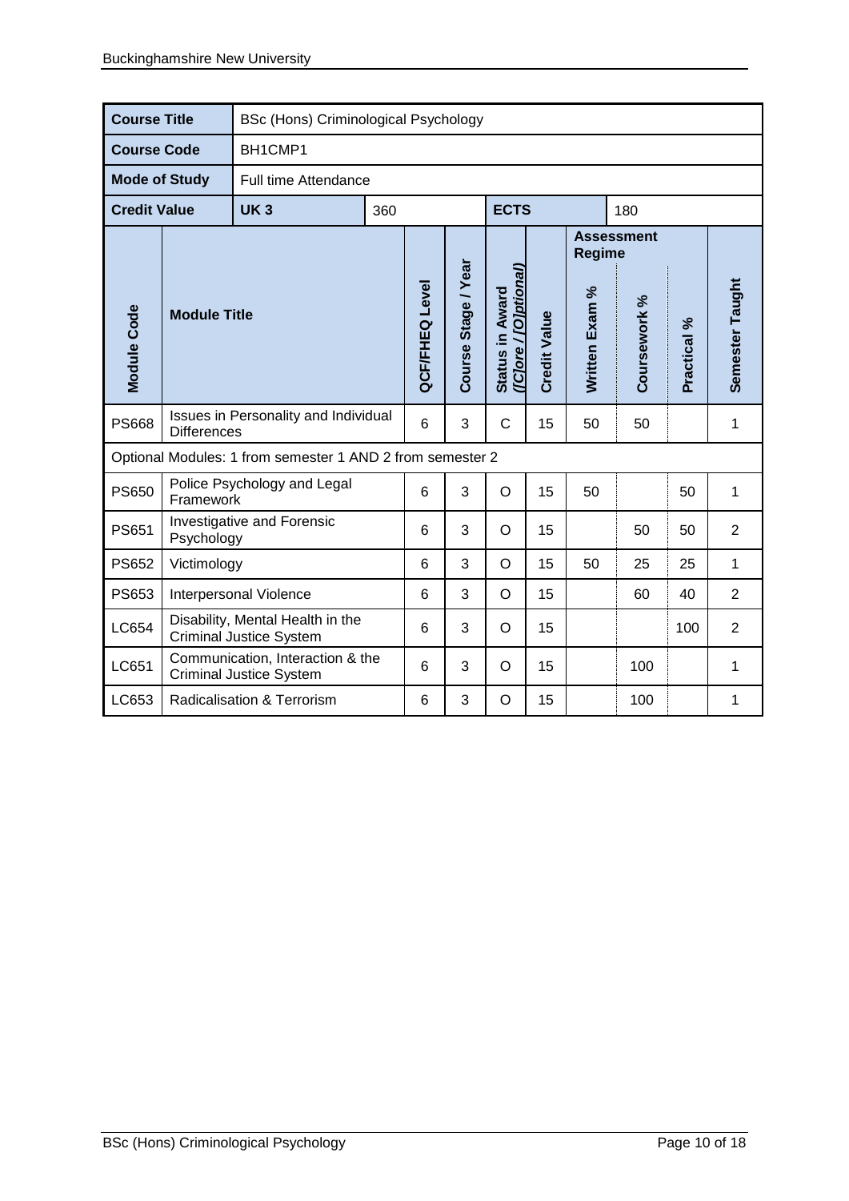| Course Title | BSc (Hons) Criminological Psychology | | | | | | | | | |
|---|---|---|---|---|---|---|---|---|---|---|
| Course Code | BH1CMP1 | | | | | | | | | |
| Mode of Study | Full time Attendance | | | | | | | | | |
| Credit Value | UK 3 | 360 | | | ECTS | | 180 | | | |

| Module Code | Module Title | QCF/FHEQ Level | Course Stage / Year | Status in Award ([C]ore / [O]ptional) | Credit Value | Assessment Regime Written Exam % | Coursework % | Practical % | Semester Taught |
|---|---|---|---|---|---|---|---|---|---|
| PS668 | Issues in Personality and Individual Differences | 6 | 3 | C | 15 | 50 | 50 | | 1 |
| Optional Modules: 1 from semester 1 AND 2 from semester 2 | | | | | | | | | |
| PS650 | Police Psychology and Legal Framework | 6 | 3 | O | 15 | 50 | | 50 | 1 |
| PS651 | Investigative and Forensic Psychology | 6 | 3 | O | 15 | | 50 | 50 | 2 |
| PS652 | Victimology | 6 | 3 | O | 15 | 50 | 25 | 25 | 1 |
| PS653 | Interpersonal Violence | 6 | 3 | O | 15 | | 60 | 40 | 2 |
| LC654 | Disability, Mental Health in the Criminal Justice System | 6 | 3 | O | 15 | | | 100 | 2 |
| LC651 | Communication, Interaction & the Criminal Justice System | 6 | 3 | O | 15 | | 100 | | 1 |
| LC653 | Radicalisation & Terrorism | 6 | 3 | O | 15 | | 100 | | 1 |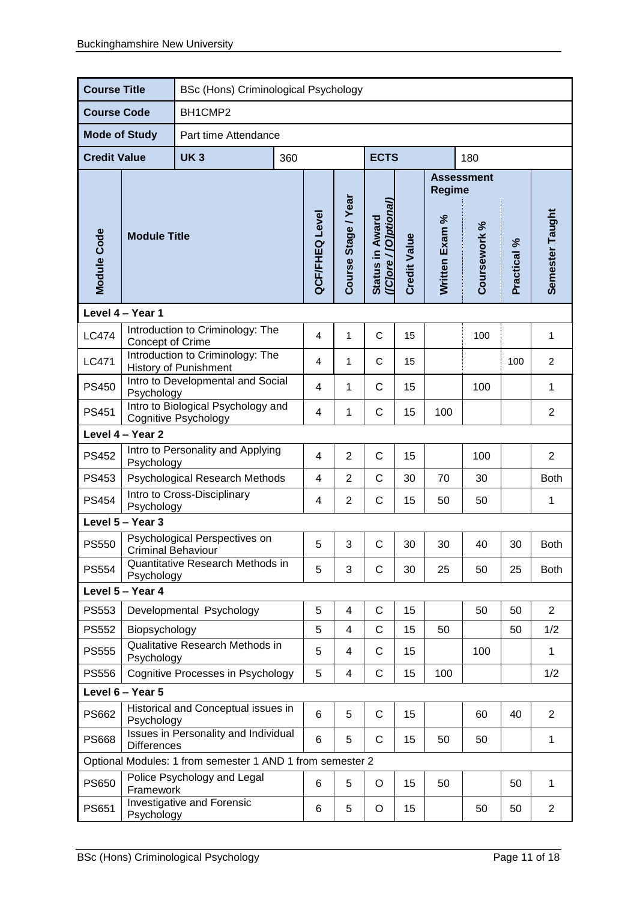| Course Title | BSc (Hons) Criminological Psychology | | | | | | | | | |
|---|---|---|---|---|---|---|---|---|---|---|
| Course Code | BH1CMP2 | | | | | | | | | |
| Mode of Study | Part time Attendance | | | | | | | | | |
| Credit Value | UK 3 | 360 | | | ECTS | | 180 | | | |
| Module Code | Module Title | QCF/FHEQ Level | Course Stage / Year | Status in Award ([C]ore / [O]ptional) | Credit Value | Assessment Regime: Written Exam % | Coursework % | Practical % | Semester Taught | |
| **Level 4 – Year 1** | | | | | | | | | | |
| LC474 | Introduction to Criminology: The Concept of Crime | 4 | 1 | C | 15 | | 100 | | 1 | |
| LC471 | Introduction to Criminology: The History of Punishment | 4 | 1 | C | 15 | | | 100 | 2 | |
| PS450 | Intro to Developmental and Social Psychology | 4 | 1 | C | 15 | | 100 | | 1 | |
| PS451 | Intro to Biological Psychology and Cognitive Psychology | 4 | 1 | C | 15 | 100 | | | 2 | |
| **Level 4 – Year 2** | | | | | | | | | | |
| PS452 | Intro to Personality and Applying Psychology | 4 | 2 | C | 15 | | 100 | | 2 | |
| PS453 | Psychological Research Methods | 4 | 2 | C | 30 | 70 | 30 | | Both | |
| PS454 | Intro to Cross-Disciplinary Psychology | 4 | 2 | C | 15 | 50 | 50 | | 1 | |
| **Level 5 – Year 3** | | | | | | | | | | |
| PS550 | Psychological Perspectives on Criminal Behaviour | 5 | 3 | C | 30 | 30 | 40 | 30 | Both | |
| PS554 | Quantitative Research Methods in Psychology | 5 | 3 | C | 30 | 25 | 50 | 25 | Both | |
| **Level 5 – Year 4** | | | | | | | | | | |
| PS553 | Developmental Psychology | 5 | 4 | C | 15 | | 50 | 50 | 2 | |
| PS552 | Biopsychology | 5 | 4 | C | 15 | 50 | | 50 | 1/2 | |
| PS555 | Qualitative Research Methods in Psychology | 5 | 4 | C | 15 | | 100 | | 1 | |
| PS556 | Cognitive Processes in Psychology | 5 | 4 | C | 15 | 100 | | | 1/2 | |
| **Level 6 – Year 5** | | | | | | | | | | |
| PS662 | Historical and Conceptual issues in Psychology | 6 | 5 | C | 15 | | 60 | 40 | 2 | |
| PS668 | Issues in Personality and Individual Differences | 6 | 5 | C | 15 | 50 | 50 | | 1 | |
| Optional Modules: 1 from semester 1 AND 1 from semester 2 | | | | | | | | | | |
| PS650 | Police Psychology and Legal Framework | 6 | 5 | O | 15 | 50 | | 50 | 1 | |
| PS651 | Investigative and Forensic Psychology | 6 | 5 | O | 15 | | 50 | 50 | 2 | |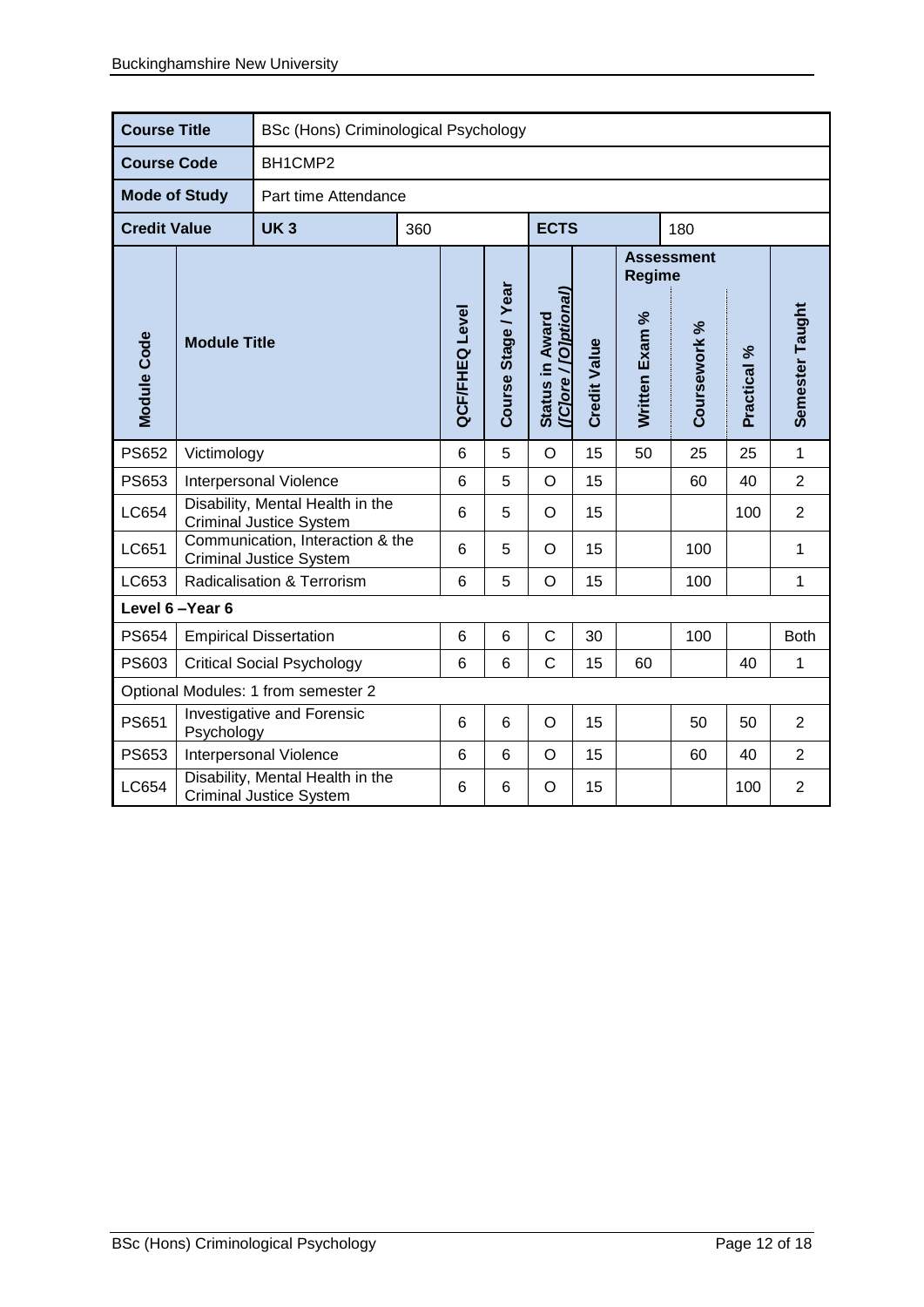| Course Title | BSc (Hons) Criminological Psychology | | | | | | | | | |
|---|---|---|---|---|---|---|---|---|---|---|
| **Course Code** | BH1CMP2 | | | | | | | | | |
| **Mode of Study** | Part time Attendance | | | | | | | | | |
| **Credit Value** | **UK 3** | 360 | | **ECTS** | | 180 | | | | |
| | | | | | | **Assessment Regime** | | | | |
| **Module Code** | **Module Title** | **QCF/FHEQ Level** | **Course Stage / Year** | **Status in Award ([C]ore / [O]ptional)** | **Credit Value** | **Written Exam %** | **Coursework %** | **Practical %** | **Semester Taught** | |
| PS652 | Victimology | 6 | 5 | O | 15 | 50 | 25 | 25 | 1 | |
| PS653 | Interpersonal Violence | 6 | 5 | O | 15 | | 60 | 40 | 2 | |
| LC654 | Disability, Mental Health in the Criminal Justice System | 6 | 5 | O | 15 | | | 100 | 2 | |
| LC651 | Communication, Interaction & the Criminal Justice System | 6 | 5 | O | 15 | | 100 | | 1 | |
| LC653 | Radicalisation & Terrorism | 6 | 5 | O | 15 | | 100 | | 1 | |
| **Level 6 –Year 6** | | | | | | | | | | |
| PS654 | Empirical Dissertation | 6 | 6 | C | 30 | | 100 | | Both | |
| PS603 | Critical Social Psychology | 6 | 6 | C | 15 | 60 | | 40 | 1 | |
| Optional Modules: 1 from semester 2 | | | | | | | | | | |
| PS651 | Investigative and Forensic Psychology | 6 | 6 | O | 15 | | 50 | 50 | 2 | |
| PS653 | Interpersonal Violence | 6 | 6 | O | 15 | | 60 | 40 | 2 | |
| LC654 | Disability, Mental Health in the Criminal Justice System | 6 | 6 | O | 15 | | | 100 | 2 | |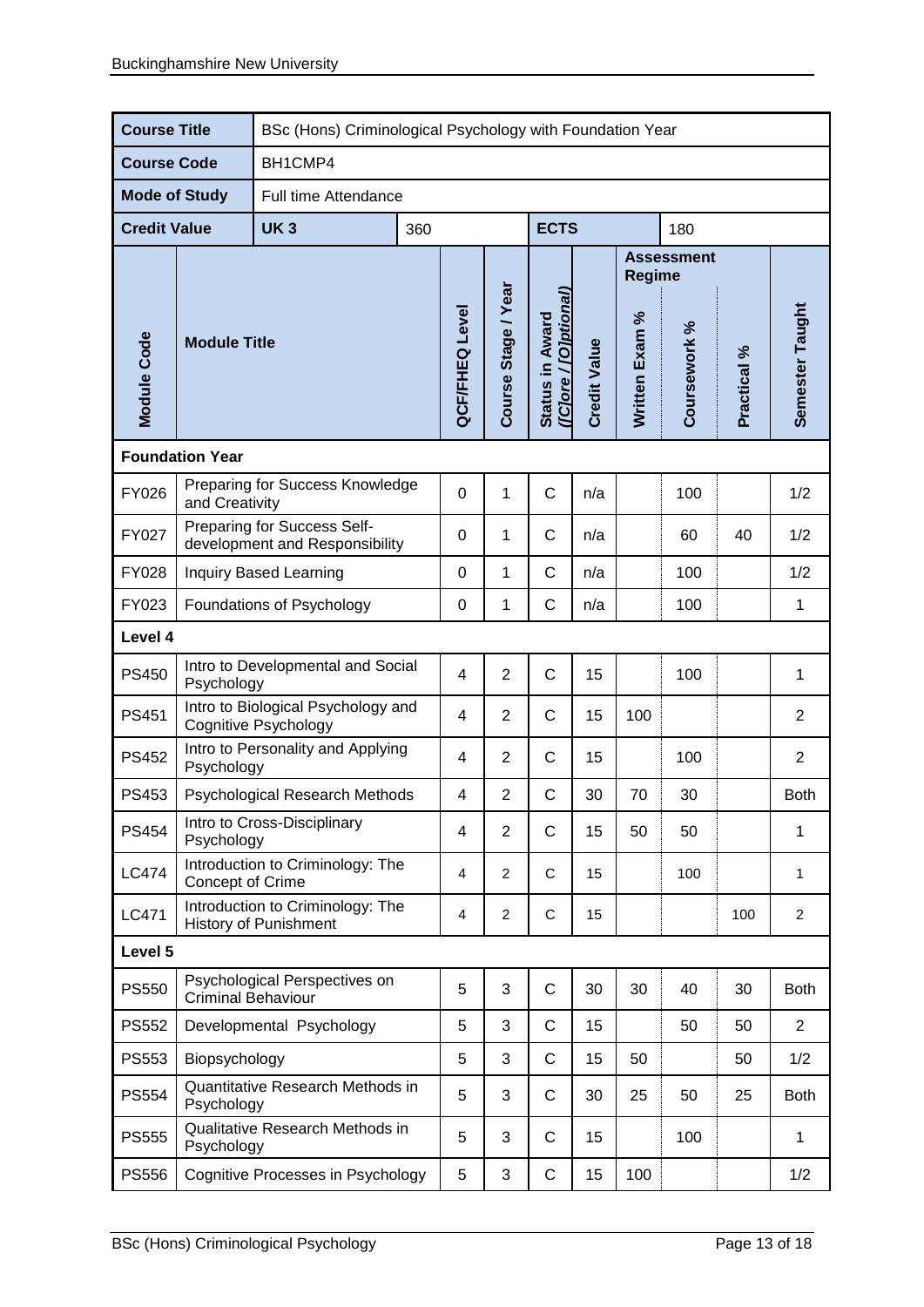| Course Title | BSc (Hons) Criminological Psychology with Foundation Year | | | | | | | | | |
|---|---|---|---|---|---|---|---|---|---|---|
| **Course Code** | BH1CMP4 | | | | | | | | | |
| **Mode of Study** | Full time Attendance | | | | | | | | | |
| **Credit Value** | **UK 3** | 360 | | | **ECTS** | | 180 | | | |
| **Module Code** | **Module Title** | **QCF/FHEQ Level** | **Course Stage / Year** | **Status in Award ([C]ore / [O]ptional)** | **Credit Value** | **Assessment Regime** Written Exam % | Coursework % | Practical % | **Semester Taught** | |
| **Foundation Year** | | | | | | | | | | |
| FY026 | Preparing for Success Knowledge and Creativity | 0 | 1 | C | n/a | | 100 | | 1/2 | |
| FY027 | Preparing for Success Self-development and Responsibility | 0 | 1 | C | n/a | | 60 | 40 | 1/2 | |
| FY028 | Inquiry Based Learning | 0 | 1 | C | n/a | | 100 | | 1/2 | |
| FY023 | Foundations of Psychology | 0 | 1 | C | n/a | | 100 | | 1 | |
| **Level 4** | | | | | | | | | | |
| PS450 | Intro to Developmental and Social Psychology | 4 | 2 | C | 15 | | 100 | | 1 | |
| PS451 | Intro to Biological Psychology and Cognitive Psychology | 4 | 2 | C | 15 | 100 | | | 2 | |
| PS452 | Intro to Personality and Applying Psychology | 4 | 2 | C | 15 | | 100 | | 2 | |
| PS453 | Psychological Research Methods | 4 | 2 | C | 30 | 70 | 30 | | Both | |
| PS454 | Intro to Cross-Disciplinary Psychology | 4 | 2 | C | 15 | 50 | 50 | | 1 | |
| LC474 | Introduction to Criminology: The Concept of Crime | 4 | 2 | C | 15 | | 100 | | 1 | |
| LC471 | Introduction to Criminology: The History of Punishment | 4 | 2 | C | 15 | | | 100 | 2 | |
| **Level 5** | | | | | | | | | | |
| PS550 | Psychological Perspectives on Criminal Behaviour | 5 | 3 | C | 30 | 30 | 40 | 30 | Both | |
| PS552 | Developmental Psychology | 5 | 3 | C | 15 | | 50 | 50 | 2 | |
| PS553 | Biopsychology | 5 | 3 | C | 15 | 50 | | 50 | 1/2 | |
| PS554 | Quantitative Research Methods in Psychology | 5 | 3 | C | 30 | 25 | 50 | 25 | Both | |
| PS555 | Qualitative Research Methods in Psychology | 5 | 3 | C | 15 | | 100 | | 1 | |
| PS556 | Cognitive Processes in Psychology | 5 | 3 | C | 15 | 100 | | | 1/2 | |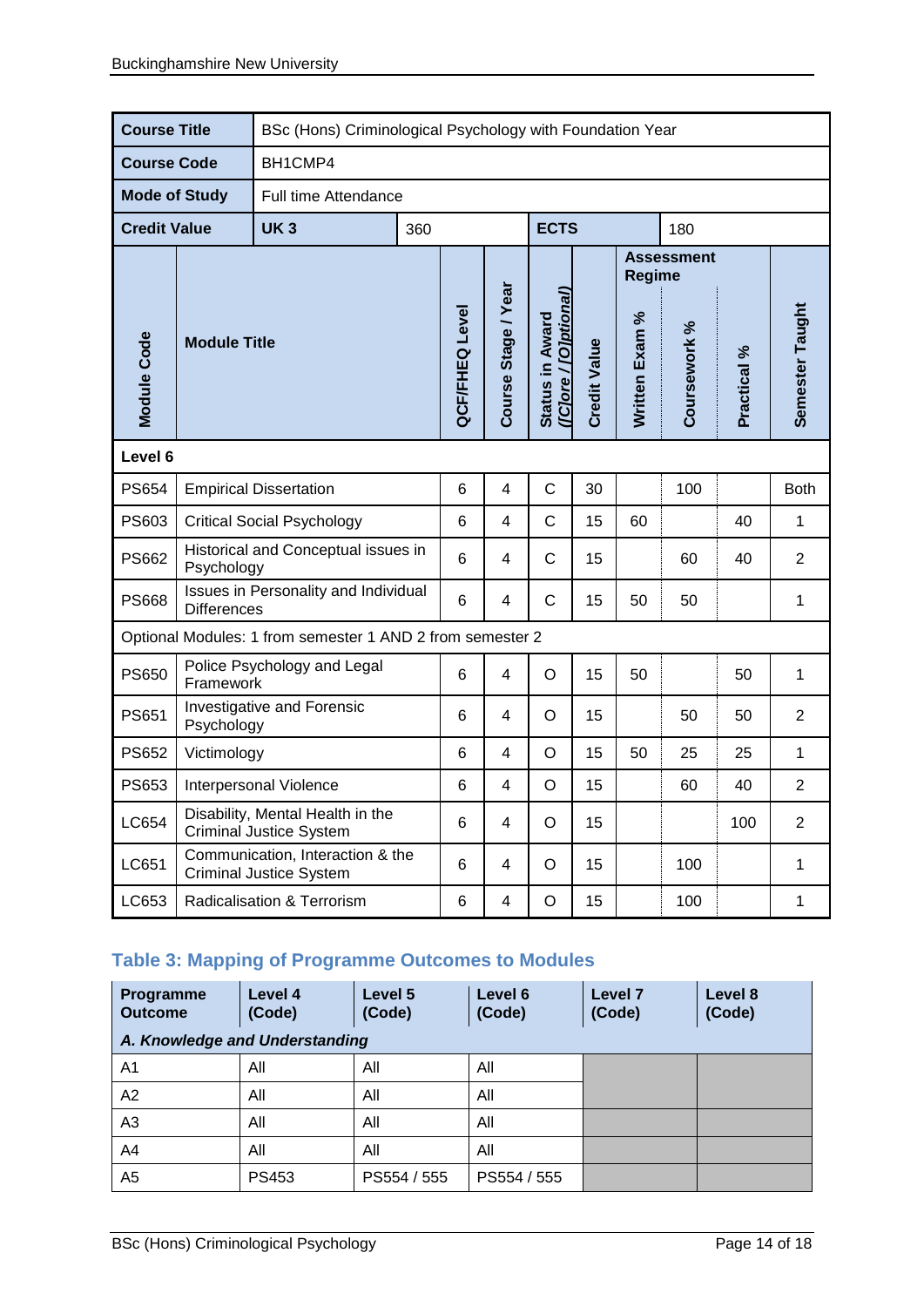| Course Title | BSc (Hons) Criminological Psychology with Foundation Year | | | | | | | | | |
|---|---|---|---|---|---|---|---|---|---|---|
| Course Code | BH1CMP4 | | | | | | | | | |
| Mode of Study | Full time Attendance | | | | | | | | | |
| Credit Value | UK 3 | 360 | | | ECTS | | 180 | | | |
| Module Code | Module Title | QCF/FHEQ Level | Course Stage / Year | Status in Award ([C]ore / [O]ptional) | Credit Value | Assessment Regime: Written Exam % | Coursework % | Practical % | Semester Taught | |
| **Level 6** | | | | | | | | | | |
| PS654 | Empirical Dissertation | 6 | 4 | C | 30 | | 100 | | Both | |
| PS603 | Critical Social Psychology | 6 | 4 | C | 15 | 60 | | 40 | 1 | |
| PS662 | Historical and Conceptual issues in Psychology | 6 | 4 | C | 15 | | 60 | 40 | 2 | |
| PS668 | Issues in Personality and Individual Differences | 6 | 4 | C | 15 | 50 | 50 | | 1 | |
| Optional Modules: 1 from semester 1 AND 2 from semester 2 | | | | | | | | | | |
| PS650 | Police Psychology and Legal Framework | 6 | 4 | O | 15 | 50 | | 50 | 1 | |
| PS651 | Investigative and Forensic Psychology | 6 | 4 | O | 15 | | 50 | 50 | 2 | |
| PS652 | Victimology | 6 | 4 | O | 15 | 50 | 25 | 25 | 1 | |
| PS653 | Interpersonal Violence | 6 | 4 | O | 15 | | 60 | 40 | 2 | |
| LC654 | Disability, Mental Health in the Criminal Justice System | 6 | 4 | O | 15 | | | 100 | 2 | |
| LC651 | Communication, Interaction & the Criminal Justice System | 6 | 4 | O | 15 | | 100 | | 1 | |
| LC653 | Radicalisation & Terrorism | 6 | 4 | O | 15 | | 100 | | 1 | |

## Table 3: Mapping of Programme Outcomes to Modules

| Programme Outcome | Level 4 (Code) | Level 5 (Code) | Level 6 (Code) | Level 7 (Code) | Level 8 (Code) |
|---|---|---|---|---|---|
| ***A. Knowledge and Understanding*** | | | | | |
| A1 | All | All | All | | |
| A2 | All | All | All | | |
| A3 | All | All | All | | |
| A4 | All | All | All | | |
| A5 | PS453 | PS554 / 555 | PS554 / 555 | | |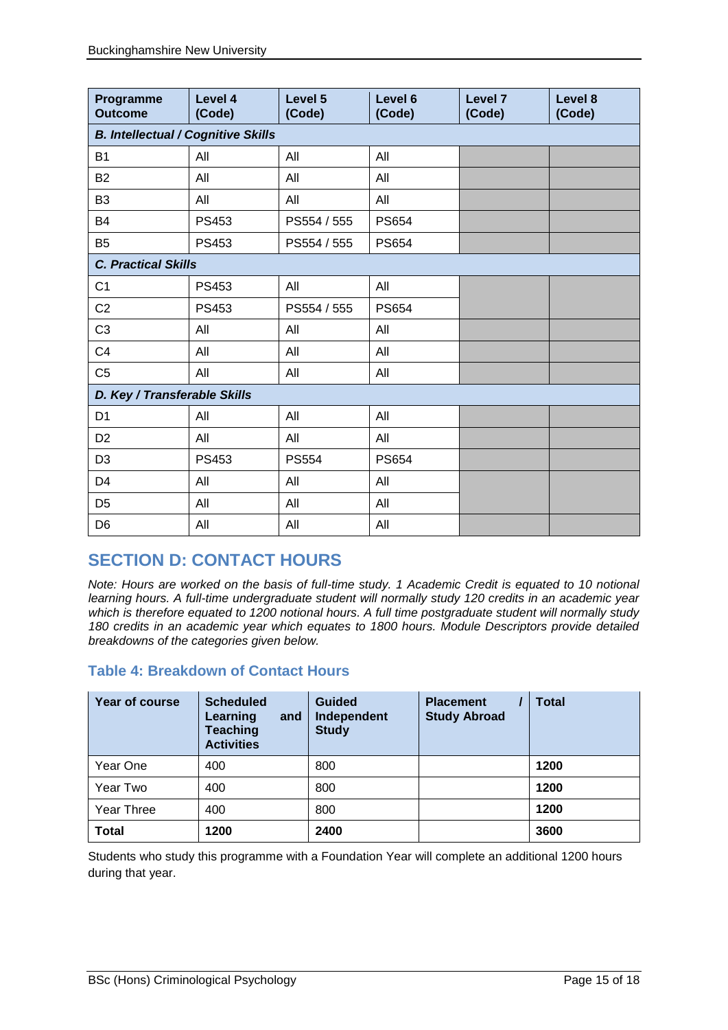| Programme Outcome | Level 4 (Code) | Level 5 (Code) | Level 6 (Code) | Level 7 (Code) | Level 8 (Code) |
|---|---|---|---|---|---|
| ***B. Intellectual / Cognitive Skills*** | | | | | |
| B1 | All | All | All | | |
| B2 | All | All | All | | |
| B3 | All | All | All | | |
| B4 | PS453 | PS554 / 555 | PS654 | | |
| B5 | PS453 | PS554 / 555 | PS654 | | |
| ***C. Practical Skills*** | | | | | |
| C1 | PS453 | All | All | | |
| C2 | PS453 | PS554 / 555 | PS654 | | |
| C3 | All | All | All | | |
| C4 | All | All | All | | |
| C5 | All | All | All | | |
| ***D. Key / Transferable Skills*** | | | | | |
| D1 | All | All | All | | |
| D2 | All | All | All | | |
| D3 | PS453 | PS554 | PS654 | | |
| D4 | All | All | All | | |
| D5 | All | All | All | | |
| D6 | All | All | All | | |

## SECTION D: CONTACT HOURS

*Note: Hours are worked on the basis of full-time study. 1 Academic Credit is equated to 10 notional learning hours. A full-time undergraduate student will normally study 120 credits in an academic year which is therefore equated to 1200 notional hours. A full time postgraduate student will normally study 180 credits in an academic year which equates to 1800 hours. Module Descriptors provide detailed breakdowns of the categories given below.*

### Table 4: Breakdown of Contact Hours

| Year of course | Scheduled Learning and Teaching Activities | Guided Independent Study | Placement / Study Abroad | Total |
|---|---|---|---|---|
| Year One | 400 | 800 | | **1200** |
| Year Two | 400 | 800 | | **1200** |
| Year Three | 400 | 800 | | **1200** |
| **Total** | **1200** | **2400** | | **3600** |

Students who study this programme with a Foundation Year will complete an additional 1200 hours during that year.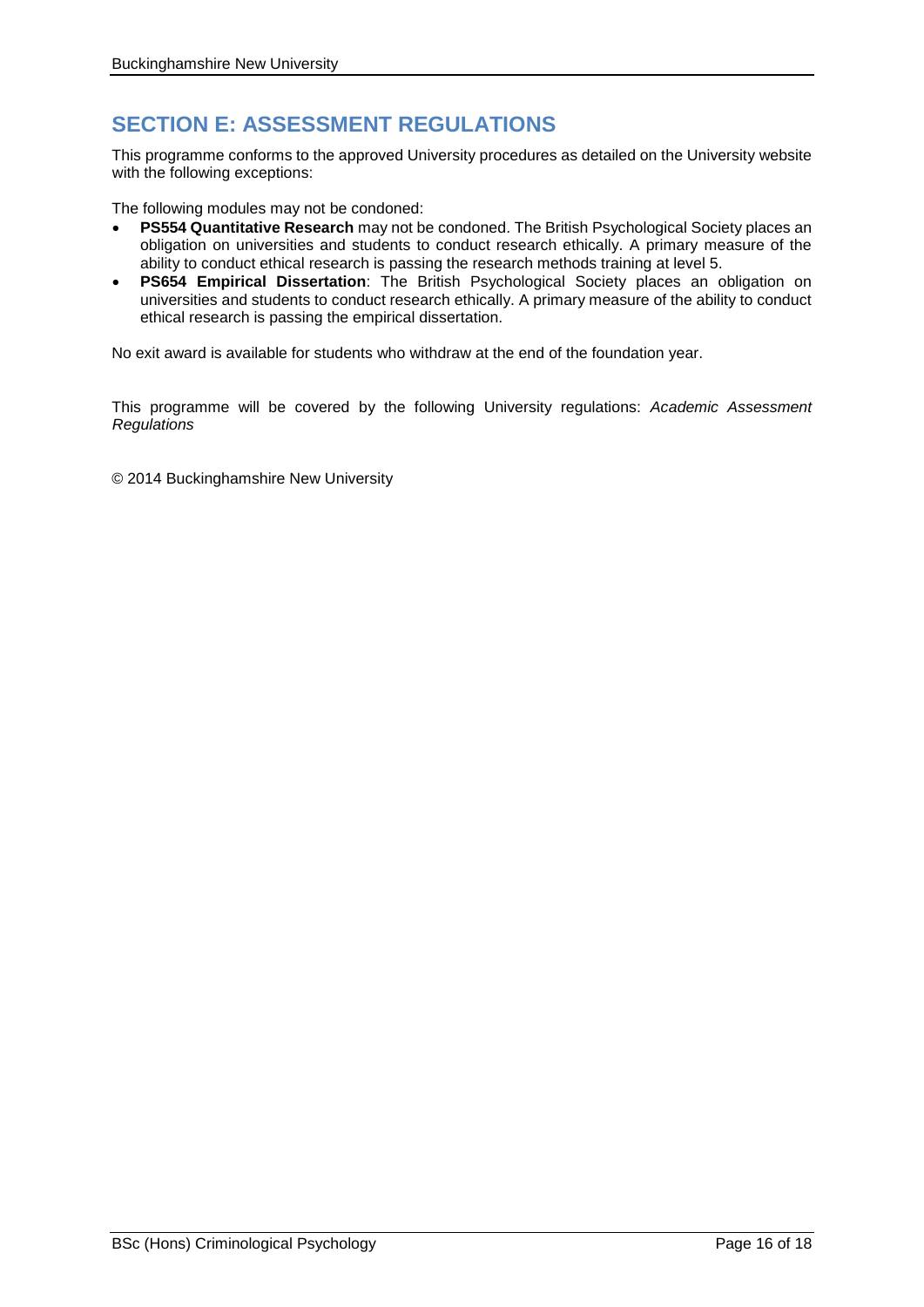## SECTION E: ASSESSMENT REGULATIONS

This programme conforms to the approved University procedures as detailed on the University website with the following exceptions:

The following modules may not be condoned:

- **PS554 Quantitative Research** may not be condoned. The British Psychological Society places an obligation on universities and students to conduct research ethically. A primary measure of the ability to conduct ethical research is passing the research methods training at level 5.
- **PS654 Empirical Dissertation**: The British Psychological Society places an obligation on universities and students to conduct research ethically. A primary measure of the ability to conduct ethical research is passing the empirical dissertation.

No exit award is available for students who withdraw at the end of the foundation year.

This programme will be covered by the following University regulations: *Academic Assessment Regulations*

© 2014 Buckinghamshire New University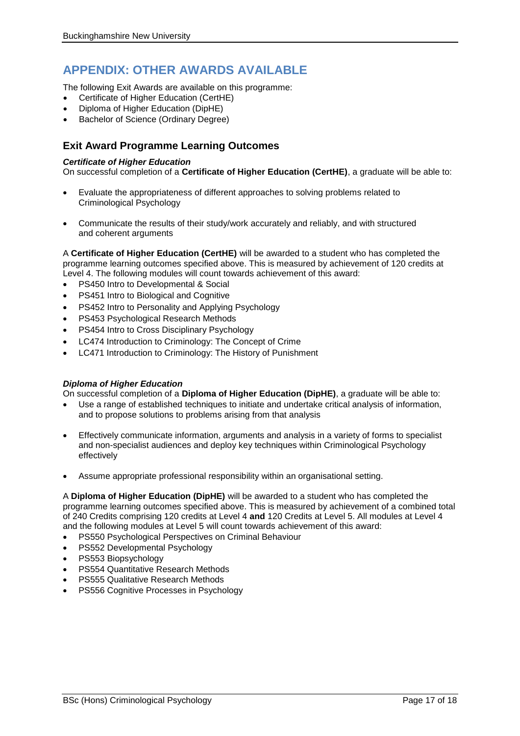# APPENDIX: OTHER AWARDS AVAILABLE

The following Exit Awards are available on this programme:

- Certificate of Higher Education (CertHE)
- Diploma of Higher Education (DipHE)
- Bachelor of Science (Ordinary Degree)

## Exit Award Programme Learning Outcomes

### *Certificate of Higher Education*

On successful completion of a **Certificate of Higher Education (CertHE)**, a graduate will be able to:

- Evaluate the appropriateness of different approaches to solving problems related to Criminological Psychology
- Communicate the results of their study/work accurately and reliably, and with structured and coherent arguments

A **Certificate of Higher Education (CertHE)** will be awarded to a student who has completed the programme learning outcomes specified above. This is measured by achievement of 120 credits at Level 4. The following modules will count towards achievement of this award:

- PS450 Intro to Developmental & Social
- PS451 Intro to Biological and Cognitive
- PS452 Intro to Personality and Applying Psychology
- PS453 Psychological Research Methods
- PS454 Intro to Cross Disciplinary Psychology
- LC474 Introduction to Criminology: The Concept of Crime
- LC471 Introduction to Criminology: The History of Punishment

### *Diploma of Higher Education*

On successful completion of a **Diploma of Higher Education (DipHE)**, a graduate will be able to:

- Use a range of established techniques to initiate and undertake critical analysis of information, and to propose solutions to problems arising from that analysis
- Effectively communicate information, arguments and analysis in a variety of forms to specialist and non-specialist audiences and deploy key techniques within Criminological Psychology effectively
- Assume appropriate professional responsibility within an organisational setting.

A **Diploma of Higher Education (DipHE)** will be awarded to a student who has completed the programme learning outcomes specified above. This is measured by achievement of a combined total of 240 Credits comprising 120 credits at Level 4 **and** 120 Credits at Level 5. All modules at Level 4 and the following modules at Level 5 will count towards achievement of this award:

- PS550 Psychological Perspectives on Criminal Behaviour
- PS552 Developmental Psychology
- PS553 Biopsychology
- PS554 Quantitative Research Methods
- PS555 Qualitative Research Methods
- PS556 Cognitive Processes in Psychology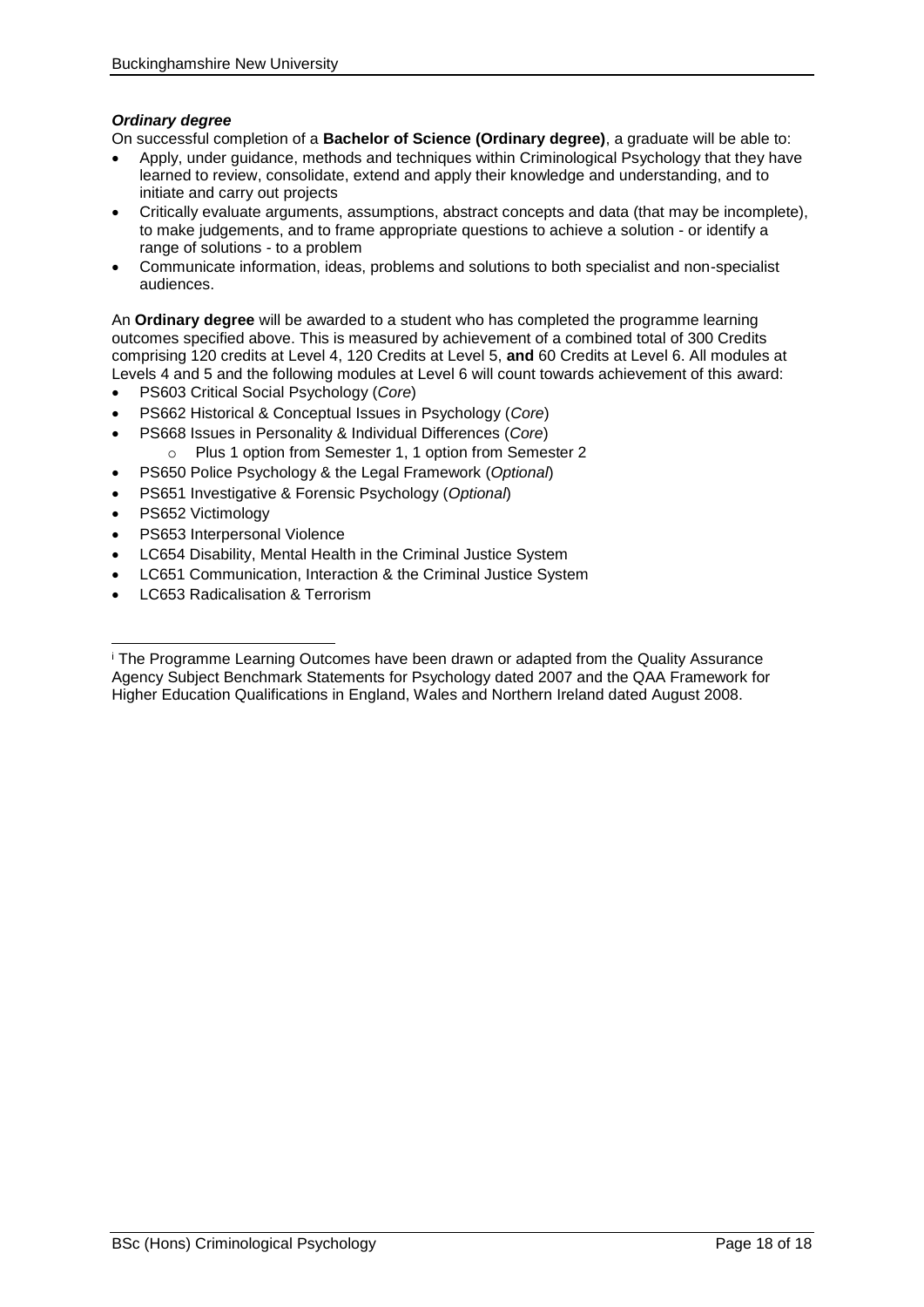***Ordinary degree***

On successful completion of a **Bachelor of Science (Ordinary degree)**, a graduate will be able to:

- Apply, under guidance, methods and techniques within Criminological Psychology that they have learned to review, consolidate, extend and apply their knowledge and understanding, and to initiate and carry out projects
- Critically evaluate arguments, assumptions, abstract concepts and data (that may be incomplete), to make judgements, and to frame appropriate questions to achieve a solution - or identify a range of solutions - to a problem
- Communicate information, ideas, problems and solutions to both specialist and non-specialist audiences.

An **Ordinary degree** will be awarded to a student who has completed the programme learning outcomes specified above. This is measured by achievement of a combined total of 300 Credits comprising 120 credits at Level 4, 120 Credits at Level 5, **and** 60 Credits at Level 6. All modules at Levels 4 and 5 and the following modules at Level 6 will count towards achievement of this award:

- PS603 Critical Social Psychology (*Core*)
- PS662 Historical & Conceptual Issues in Psychology (*Core*)
- PS668 Issues in Personality & Individual Differences (*Core*)
  - Plus 1 option from Semester 1, 1 option from Semester 2
- PS650 Police Psychology & the Legal Framework (*Optional*)
- PS651 Investigative & Forensic Psychology (*Optional*)
- PS652 Victimology
- PS653 Interpersonal Violence
- LC654 Disability, Mental Health in the Criminal Justice System
- LC651 Communication, Interaction & the Criminal Justice System
- LC653 Radicalisation & Terrorism

---

[i] The Programme Learning Outcomes have been drawn or adapted from the Quality Assurance Agency Subject Benchmark Statements for Psychology dated 2007 and the QAA Framework for Higher Education Qualifications in England, Wales and Northern Ireland dated August 2008.